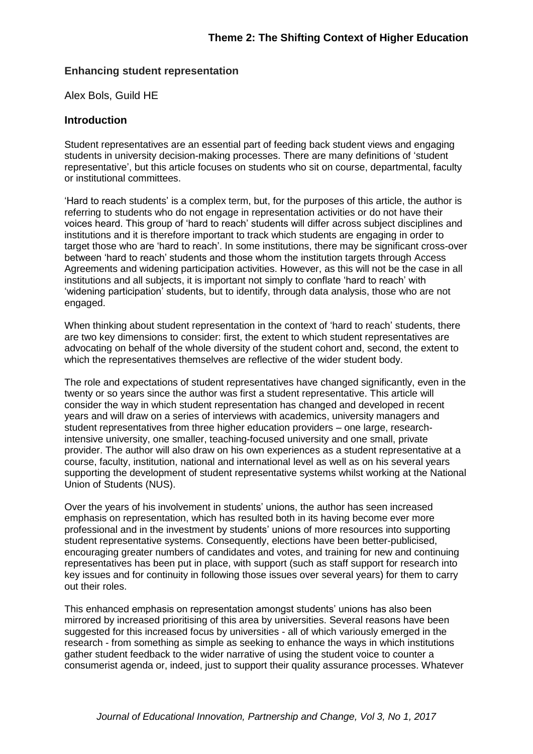## Enhancing student representation

Alex Bols, Guild HE

### Introduction

Student representatives are an essential part of feeding back student views and engaging students in university decision-making processes. There are many definitions of 'student representative', but this article focuses on students who sit on course, departmental, faculty or institutional committees.

'Hard to reach students' is a complex term, but, for the purposes of this article, the author is referring to students who do not engage in representation activities or do not have their voices heard. This group of 'hard to reach' students will differ across subject disciplines and institutions and it is therefore important to track which students are engaging in order to target those who are 'hard to reach'. In some institutions, there may be significant cross-over between 'hard to reach' students and those whom the institution targets through Access Agreements and widening participation activities. However, as this will not be the case in all institutions and all subjects, it is important not simply to conflate 'hard to reach' with 'widening participation' students, but to identify, through data analysis, those who are not engaged.

When thinking about student representation in the context of 'hard to reach' students, there are two key dimensions to consider: first, the extent to which student representatives are advocating on behalf of the whole diversity of the student cohort and, second, the extent to which the representatives themselves are reflective of the wider student body.

The role and expectations of student representatives have changed significantly, even in the twenty or so years since the author was first a student representative. This article will consider the way in which student representation has changed and developed in recent years and will draw on a series of interviews with academics, university managers and student representatives from three higher education providers – one large, research-intensive university, one smaller, teaching-focused university and one small, private provider. The author will also draw on his own experiences as a student representative at a course, faculty, institution, national and international level as well as on his several years supporting the development of student representative systems whilst working at the National Union of Students (NUS).

Over the years of his involvement in students' unions, the author has seen increased emphasis on representation, which has resulted both in its having become ever more professional and in the investment by students' unions of more resources into supporting student representative systems. Consequently, elections have been better-publicised, encouraging greater numbers of candidates and votes, and training for new and continuing representatives has been put in place, with support (such as staff support for research into key issues and for continuity in following those issues over several years) for them to carry out their roles.

This enhanced emphasis on representation amongst students' unions has also been mirrored by increased prioritising of this area by universities. Several reasons have been suggested for this increased focus by universities - all of which variously emerged in the research - from something as simple as seeking to enhance the ways in which institutions gather student feedback to the wider narrative of using the student voice to counter a consumerist agenda or, indeed, just to support their quality assurance processes. Whatever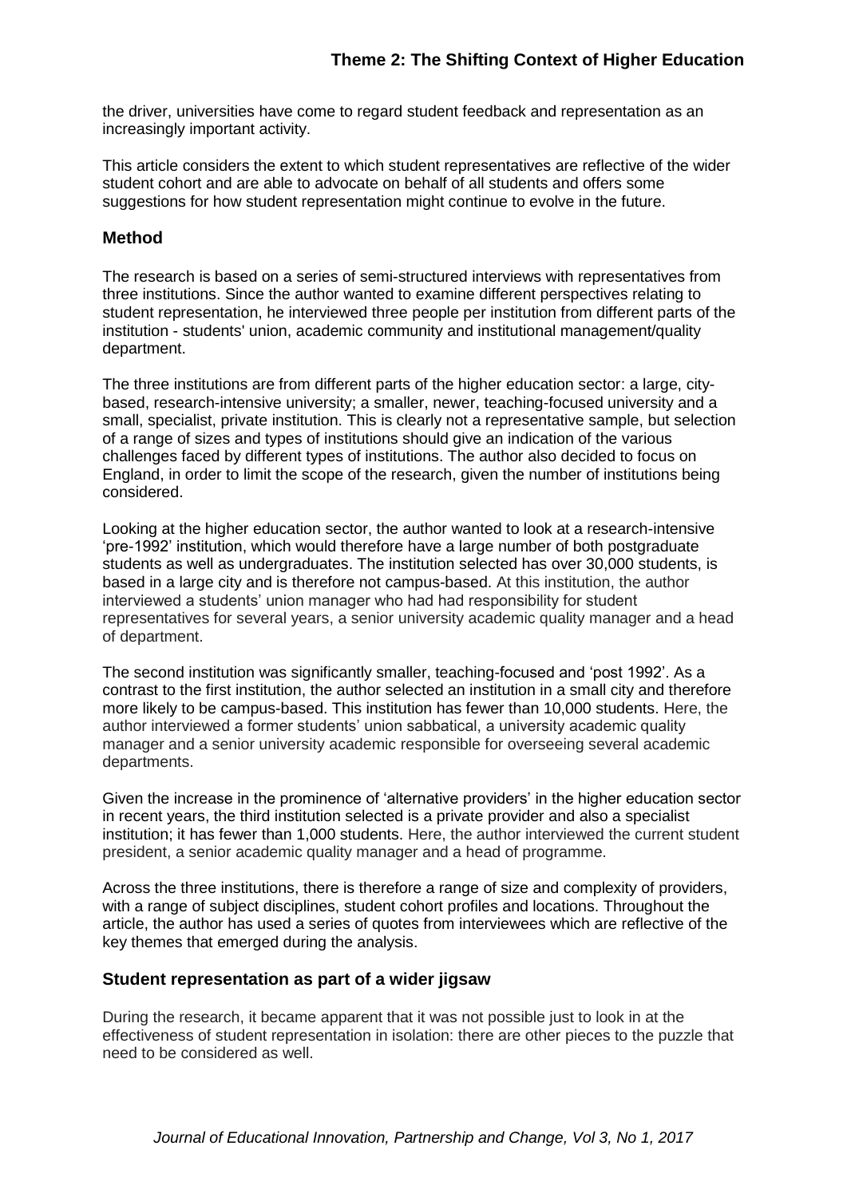the driver, universities have come to regard student feedback and representation as an increasingly important activity.

This article considers the extent to which student representatives are reflective of the wider student cohort and are able to advocate on behalf of all students and offers some suggestions for how student representation might continue to evolve in the future.

## Method

The research is based on a series of semi-structured interviews with representatives from three institutions. Since the author wanted to examine different perspectives relating to student representation, he interviewed three people per institution from different parts of the institution - students' union, academic community and institutional management/quality department.

The three institutions are from different parts of the higher education sector: a large, city-based, research-intensive university; a smaller, newer, teaching-focused university and a small, specialist, private institution. This is clearly not a representative sample, but selection of a range of sizes and types of institutions should give an indication of the various challenges faced by different types of institutions. The author also decided to focus on England, in order to limit the scope of the research, given the number of institutions being considered.

Looking at the higher education sector, the author wanted to look at a research-intensive 'pre-1992' institution, which would therefore have a large number of both postgraduate students as well as undergraduates. The institution selected has over 30,000 students, is based in a large city and is therefore not campus-based. At this institution, the author interviewed a students' union manager who had had responsibility for student representatives for several years, a senior university academic quality manager and a head of department.

The second institution was significantly smaller, teaching-focused and 'post 1992'. As a contrast to the first institution, the author selected an institution in a small city and therefore more likely to be campus-based. This institution has fewer than 10,000 students. Here, the author interviewed a former students' union sabbatical, a university academic quality manager and a senior university academic responsible for overseeing several academic departments.

Given the increase in the prominence of 'alternative providers' in the higher education sector in recent years, the third institution selected is a private provider and also a specialist institution; it has fewer than 1,000 students. Here, the author interviewed the current student president, a senior academic quality manager and a head of programme.

Across the three institutions, there is therefore a range of size and complexity of providers, with a range of subject disciplines, student cohort profiles and locations. Throughout the article, the author has used a series of quotes from interviewees which are reflective of the key themes that emerged during the analysis.

## Student representation as part of a wider jigsaw

During the research, it became apparent that it was not possible just to look in at the effectiveness of student representation in isolation: there are other pieces to the puzzle that need to be considered as well.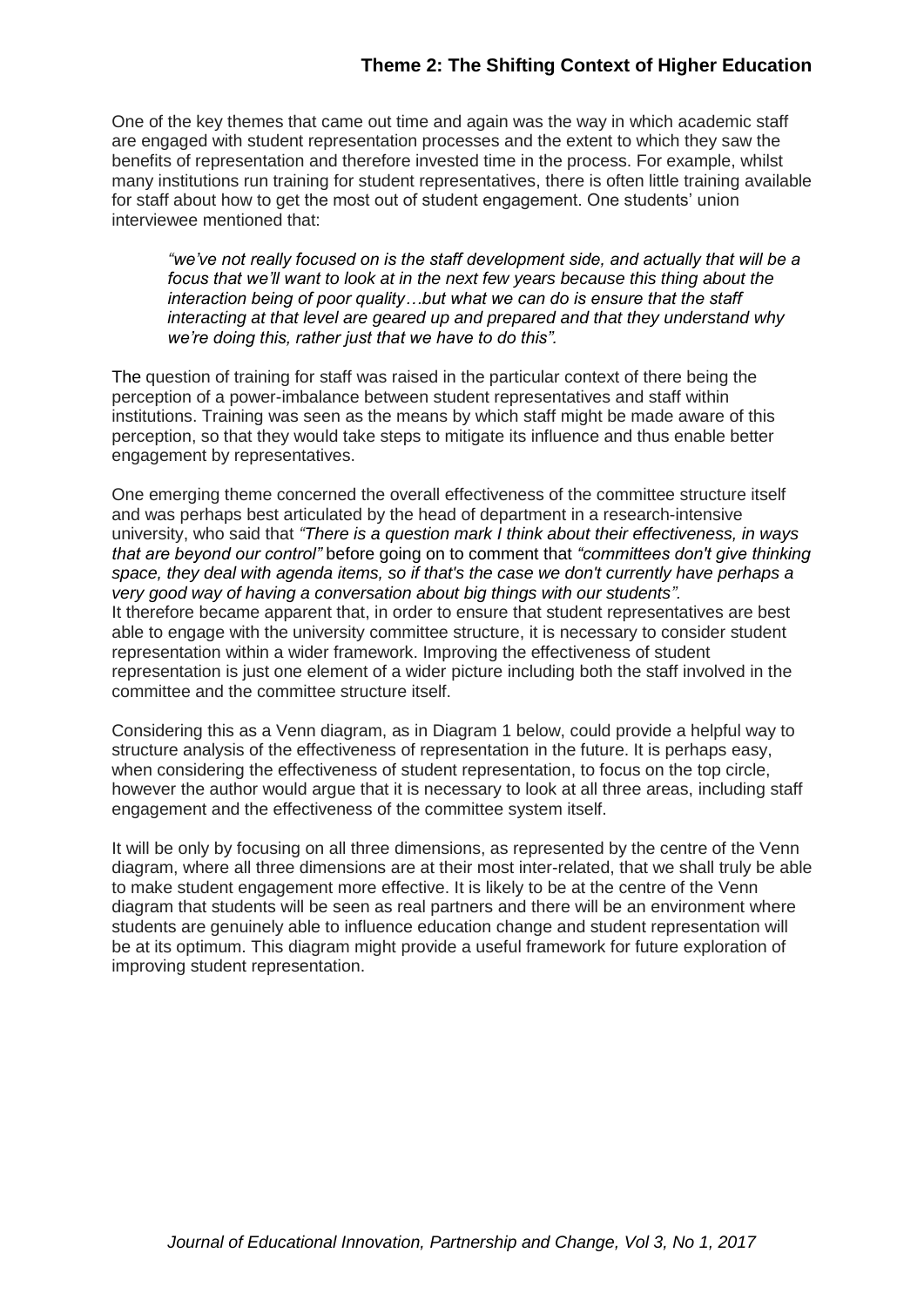One of the key themes that came out time and again was the way in which academic staff are engaged with student representation processes and the extent to which they saw the benefits of representation and therefore invested time in the process. For example, whilst many institutions run training for student representatives, there is often little training available for staff about how to get the most out of student engagement. One students' union interviewee mentioned that:

> *"we've not really focused on is the staff development side, and actually that will be a focus that we'll want to look at in the next few years because this thing about the interaction being of poor quality…but what we can do is ensure that the staff interacting at that level are geared up and prepared and that they understand why we're doing this, rather just that we have to do this".*

The question of training for staff was raised in the particular context of there being the perception of a power-imbalance between student representatives and staff within institutions. Training was seen as the means by which staff might be made aware of this perception, so that they would take steps to mitigate its influence and thus enable better engagement by representatives.

One emerging theme concerned the overall effectiveness of the committee structure itself and was perhaps best articulated by the head of department in a research-intensive university, who said that *"There is a question mark I think about their effectiveness, in ways that are beyond our control"* before going on to comment that *"committees don't give thinking space, they deal with agenda items, so if that's the case we don't currently have perhaps a very good way of having a conversation about big things with our students"*.
It therefore became apparent that, in order to ensure that student representatives are best able to engage with the university committee structure, it is necessary to consider student representation within a wider framework. Improving the effectiveness of student representation is just one element of a wider picture including both the staff involved in the committee and the committee structure itself.

Considering this as a Venn diagram, as in Diagram 1 below, could provide a helpful way to structure analysis of the effectiveness of representation in the future. It is perhaps easy, when considering the effectiveness of student representation, to focus on the top circle, however the author would argue that it is necessary to look at all three areas, including staff engagement and the effectiveness of the committee system itself.

It will be only by focusing on all three dimensions, as represented by the centre of the Venn diagram, where all three dimensions are at their most inter-related, that we shall truly be able to make student engagement more effective. It is likely to be at the centre of the Venn diagram that students will be seen as real partners and there will be an environment where students are genuinely able to influence education change and student representation will be at its optimum. This diagram might provide a useful framework for future exploration of improving student representation.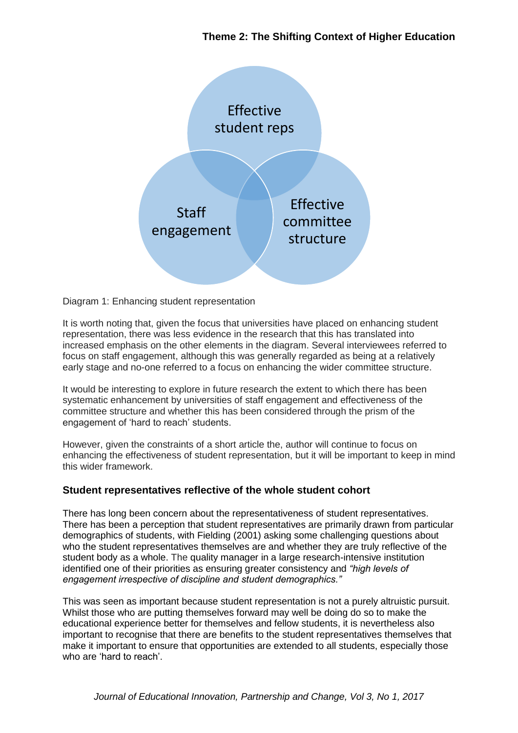Effective student reps

Staff engagement

Effective committee structure

Diagram 1: Enhancing student representation

It is worth noting that, given the focus that universities have placed on enhancing student representation, there was less evidence in the research that this has translated into increased emphasis on the other elements in the diagram. Several interviewees referred to focus on staff engagement, although this was generally regarded as being at a relatively early stage and no-one referred to a focus on enhancing the wider committee structure.

It would be interesting to explore in future research the extent to which there has been systematic enhancement by universities of staff engagement and effectiveness of the committee structure and whether this has been considered through the prism of the engagement of 'hard to reach' students.

However, given the constraints of a short article the, author will continue to focus on enhancing the effectiveness of student representation, but it will be important to keep in mind this wider framework.

## Student representatives reflective of the whole student cohort

There has long been concern about the representativeness of student representatives. There has been a perception that student representatives are primarily drawn from particular demographics of students, with Fielding (2001) asking some challenging questions about who the student representatives themselves are and whether they are truly reflective of the student body as a whole. The quality manager in a large research-intensive institution identified one of their priorities as ensuring greater consistency and *"high levels of engagement irrespective of discipline and student demographics."*

This was seen as important because student representation is not a purely altruistic pursuit. Whilst those who are putting themselves forward may well be doing do so to make the educational experience better for themselves and fellow students, it is nevertheless also important to recognise that there are benefits to the student representatives themselves that make it important to ensure that opportunities are extended to all students, especially those who are 'hard to reach'.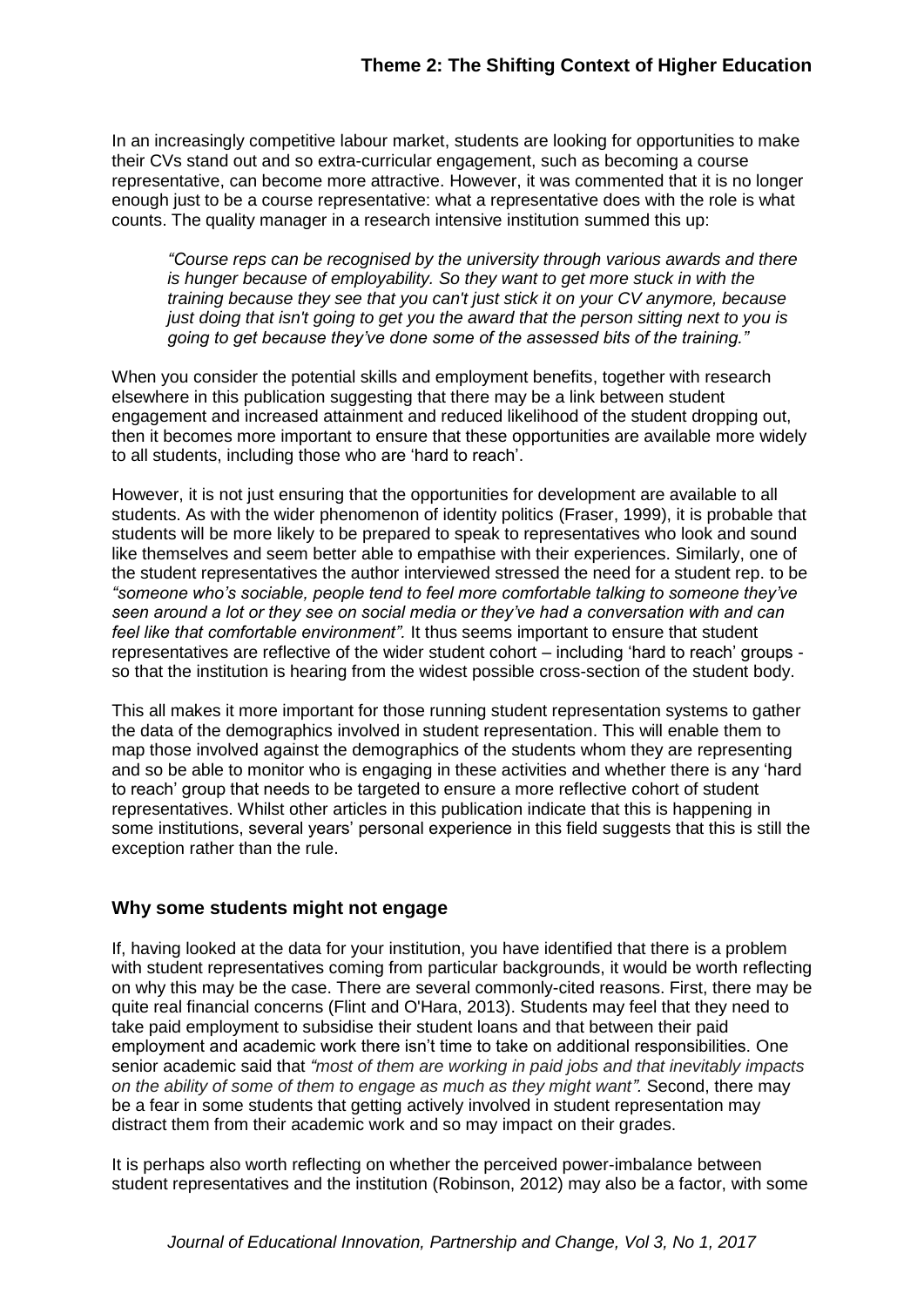In an increasingly competitive labour market, students are looking for opportunities to make their CVs stand out and so extra-curricular engagement, such as becoming a course representative, can become more attractive. However, it was commented that it is no longer enough just to be a course representative: what a representative does with the role is what counts. The quality manager in a research intensive institution summed this up:

> *"Course reps can be recognised by the university through various awards and there is hunger because of employability. So they want to get more stuck in with the training because they see that you can't just stick it on your CV anymore, because just doing that isn't going to get you the award that the person sitting next to you is going to get because they've done some of the assessed bits of the training."*

When you consider the potential skills and employment benefits, together with research elsewhere in this publication suggesting that there may be a link between student engagement and increased attainment and reduced likelihood of the student dropping out, then it becomes more important to ensure that these opportunities are available more widely to all students, including those who are 'hard to reach'.

However, it is not just ensuring that the opportunities for development are available to all students. As with the wider phenomenon of identity politics (Fraser, 1999), it is probable that students will be more likely to be prepared to speak to representatives who look and sound like themselves and seem better able to empathise with their experiences. Similarly, one of the student representatives the author interviewed stressed the need for a student rep. to be *"someone who's sociable, people tend to feel more comfortable talking to someone they've seen around a lot or they see on social media or they've had a conversation with and can feel like that comfortable environment".* It thus seems important to ensure that student representatives are reflective of the wider student cohort – including 'hard to reach' groups - so that the institution is hearing from the widest possible cross-section of the student body.

This all makes it more important for those running student representation systems to gather the data of the demographics involved in student representation. This will enable them to map those involved against the demographics of the students whom they are representing and so be able to monitor who is engaging in these activities and whether there is any 'hard to reach' group that needs to be targeted to ensure a more reflective cohort of student representatives. Whilst other articles in this publication indicate that this is happening in some institutions, several years' personal experience in this field suggests that this is still the exception rather than the rule.

## Why some students might not engage

If, having looked at the data for your institution, you have identified that there is a problem with student representatives coming from particular backgrounds, it would be worth reflecting on why this may be the case. There are several commonly-cited reasons. First, there may be quite real financial concerns (Flint and O'Hara, 2013). Students may feel that they need to take paid employment to subsidise their student loans and that between their paid employment and academic work there isn't time to take on additional responsibilities. One senior academic said that *"most of them are working in paid jobs and that inevitably impacts on the ability of some of them to engage as much as they might want".* Second, there may be a fear in some students that getting actively involved in student representation may distract them from their academic work and so may impact on their grades.

It is perhaps also worth reflecting on whether the perceived power-imbalance between student representatives and the institution (Robinson, 2012) may also be a factor, with some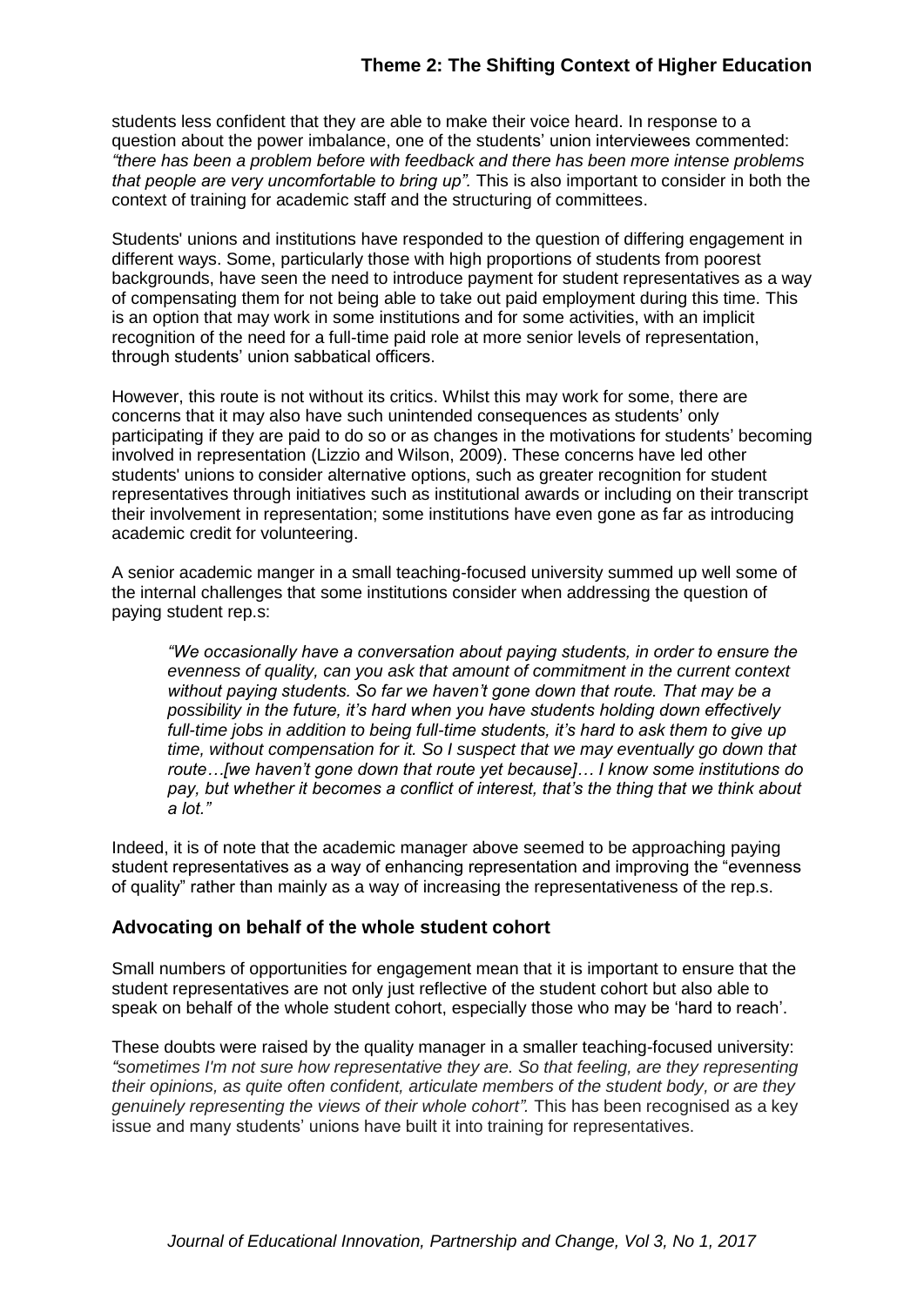students less confident that they are able to make their voice heard. In response to a question about the power imbalance, one of the students' union interviewees commented: *"there has been a problem before with feedback and there has been more intense problems that people are very uncomfortable to bring up".* This is also important to consider in both the context of training for academic staff and the structuring of committees.

Students' unions and institutions have responded to the question of differing engagement in different ways. Some, particularly those with high proportions of students from poorest backgrounds, have seen the need to introduce payment for student representatives as a way of compensating them for not being able to take out paid employment during this time. This is an option that may work in some institutions and for some activities, with an implicit recognition of the need for a full-time paid role at more senior levels of representation, through students' union sabbatical officers.

However, this route is not without its critics. Whilst this may work for some, there are concerns that it may also have such unintended consequences as students' only participating if they are paid to do so or as changes in the motivations for students' becoming involved in representation (Lizzio and Wilson, 2009). These concerns have led other students' unions to consider alternative options, such as greater recognition for student representatives through initiatives such as institutional awards or including on their transcript their involvement in representation; some institutions have even gone as far as introducing academic credit for volunteering.

A senior academic manger in a small teaching-focused university summed up well some of the internal challenges that some institutions consider when addressing the question of paying student rep.s:

> *"We occasionally have a conversation about paying students, in order to ensure the evenness of quality, can you ask that amount of commitment in the current context without paying students. So far we haven't gone down that route. That may be a possibility in the future, it's hard when you have students holding down effectively full-time jobs in addition to being full-time students, it's hard to ask them to give up time, without compensation for it. So I suspect that we may eventually go down that route…[we haven't gone down that route yet because]… I know some institutions do pay, but whether it becomes a conflict of interest, that's the thing that we think about a lot."*

Indeed, it is of note that the academic manager above seemed to be approaching paying student representatives as a way of enhancing representation and improving the "evenness of quality" rather than mainly as a way of increasing the representativeness of the rep.s.

## Advocating on behalf of the whole student cohort

Small numbers of opportunities for engagement mean that it is important to ensure that the student representatives are not only just reflective of the student cohort but also able to speak on behalf of the whole student cohort, especially those who may be 'hard to reach'.

These doubts were raised by the quality manager in a smaller teaching-focused university: *"sometimes I'm not sure how representative they are. So that feeling, are they representing their opinions, as quite often confident, articulate members of the student body, or are they genuinely representing the views of their whole cohort".* This has been recognised as a key issue and many students' unions have built it into training for representatives.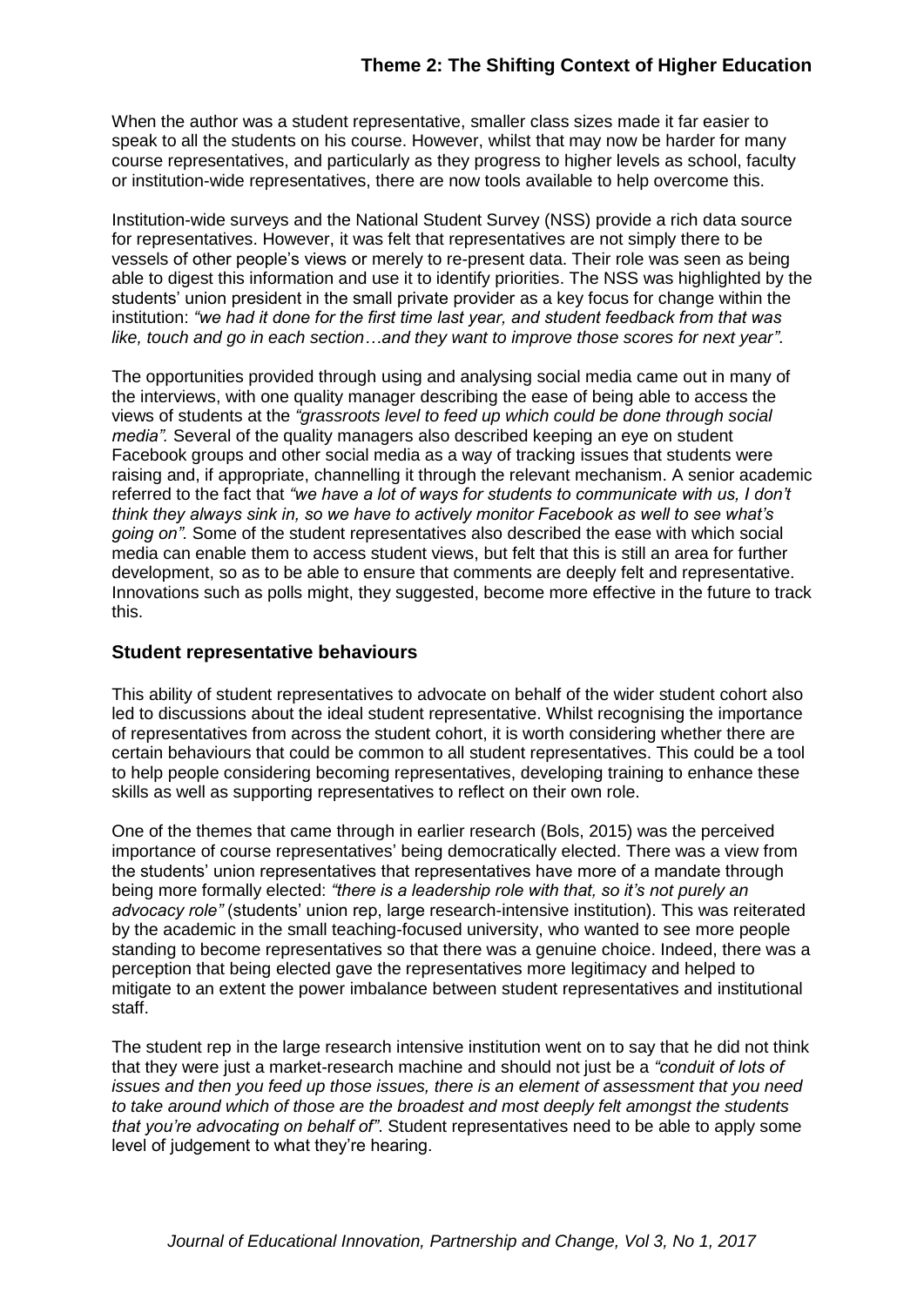When the author was a student representative, smaller class sizes made it far easier to speak to all the students on his course. However, whilst that may now be harder for many course representatives, and particularly as they progress to higher levels as school, faculty or institution-wide representatives, there are now tools available to help overcome this.

Institution-wide surveys and the National Student Survey (NSS) provide a rich data source for representatives. However, it was felt that representatives are not simply there to be vessels of other people's views or merely to re-present data. Their role was seen as being able to digest this information and use it to identify priorities. The NSS was highlighted by the students' union president in the small private provider as a key focus for change within the institution: *"we had it done for the first time last year, and student feedback from that was like, touch and go in each section…and they want to improve those scores for next year"*.

The opportunities provided through using and analysing social media came out in many of the interviews, with one quality manager describing the ease of being able to access the views of students at the *"grassroots level to feed up which could be done through social media"*. Several of the quality managers also described keeping an eye on student Facebook groups and other social media as a way of tracking issues that students were raising and, if appropriate, channelling it through the relevant mechanism. A senior academic referred to the fact that *"we have a lot of ways for students to communicate with us, I don't think they always sink in, so we have to actively monitor Facebook as well to see what's going on"*. Some of the student representatives also described the ease with which social media can enable them to access student views, but felt that this is still an area for further development, so as to be able to ensure that comments are deeply felt and representative. Innovations such as polls might, they suggested, become more effective in the future to track this.

## Student representative behaviours

This ability of student representatives to advocate on behalf of the wider student cohort also led to discussions about the ideal student representative. Whilst recognising the importance of representatives from across the student cohort, it is worth considering whether there are certain behaviours that could be common to all student representatives. This could be a tool to help people considering becoming representatives, developing training to enhance these skills as well as supporting representatives to reflect on their own role.

One of the themes that came through in earlier research (Bols, 2015) was the perceived importance of course representatives' being democratically elected. There was a view from the students' union representatives that representatives have more of a mandate through being more formally elected: *"there is a leadership role with that, so it's not purely an advocacy role"* (students' union rep, large research-intensive institution). This was reiterated by the academic in the small teaching-focused university, who wanted to see more people standing to become representatives so that there was a genuine choice. Indeed, there was a perception that being elected gave the representatives more legitimacy and helped to mitigate to an extent the power imbalance between student representatives and institutional staff.

The student rep in the large research intensive institution went on to say that he did not think that they were just a market-research machine and should not just be a *"conduit of lots of issues and then you feed up those issues, there is an element of assessment that you need to take around which of those are the broadest and most deeply felt amongst the students that you're advocating on behalf of"*. Student representatives need to be able to apply some level of judgement to what they're hearing.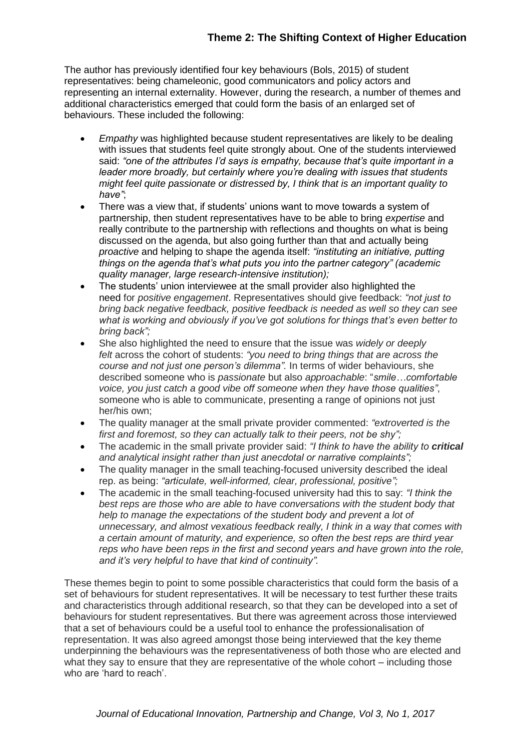The author has previously identified four key behaviours (Bols, 2015) of student representatives: being chameleonic, good communicators and policy actors and representing an internal externality. However, during the research, a number of themes and additional characteristics emerged that could form the basis of an enlarged set of behaviours. These included the following:

- *Empathy* was highlighted because student representatives are likely to be dealing with issues that students feel quite strongly about. One of the students interviewed said: *"one of the attributes I'd says is empathy, because that's quite important in a leader more broadly, but certainly where you're dealing with issues that students might feel quite passionate or distressed by, I think that is an important quality to have"*;
- There was a view that, if students' unions want to move towards a system of partnership, then student representatives have to be able to bring *expertise* and really contribute to the partnership with reflections and thoughts on what is being discussed on the agenda, but also going further than that and actually being *proactive* and helping to shape the agenda itself: *"instituting an initiative, putting things on the agenda that's what puts you into the partner category" (academic quality manager, large research-intensive institution);*
- The students' union interviewee at the small provider also highlighted the need for *positive engagement*. Representatives should give feedback: *"not just to bring back negative feedback, positive feedback is needed as well so they can see what is working and obviously if you've got solutions for things that's even better to bring back";*
- She also highlighted the need to ensure that the issue was *widely or deeply felt* across the cohort of students: *"you need to bring things that are across the course and not just one person's dilemma".* In terms of wider behaviours, she described someone who is *passionate* but also *approachable*: "*smile…comfortable voice, you just catch a good vibe off someone when they have those qualities"*, someone who is able to communicate, presenting a range of opinions not just her/his own;
- The quality manager at the small private provider commented: *"extroverted is the first and foremost, so they can actually talk to their peers, not be shy";*
- The academic in the small private provider said: *"I think to have the ability to* ***critical*** *and analytical insight rather than just anecdotal or narrative complaints";*
- The quality manager in the small teaching-focused university described the ideal rep. as being: *"articulate, well-informed, clear, professional, positive";*
- The academic in the small teaching-focused university had this to say: *"I think the best reps are those who are able to have conversations with the student body that help to manage the expectations of the student body and prevent a lot of unnecessary, and almost vexatious feedback really, I think in a way that comes with a certain amount of maturity, and experience, so often the best reps are third year reps who have been reps in the first and second years and have grown into the role, and it's very helpful to have that kind of continuity".*

These themes begin to point to some possible characteristics that could form the basis of a set of behaviours for student representatives. It will be necessary to test further these traits and characteristics through additional research, so that they can be developed into a set of behaviours for student representatives. But there was agreement across those interviewed that a set of behaviours could be a useful tool to enhance the professionalisation of representation. It was also agreed amongst those being interviewed that the key theme underpinning the behaviours was the representativeness of both those who are elected and what they say to ensure that they are representative of the whole cohort – including those who are 'hard to reach'.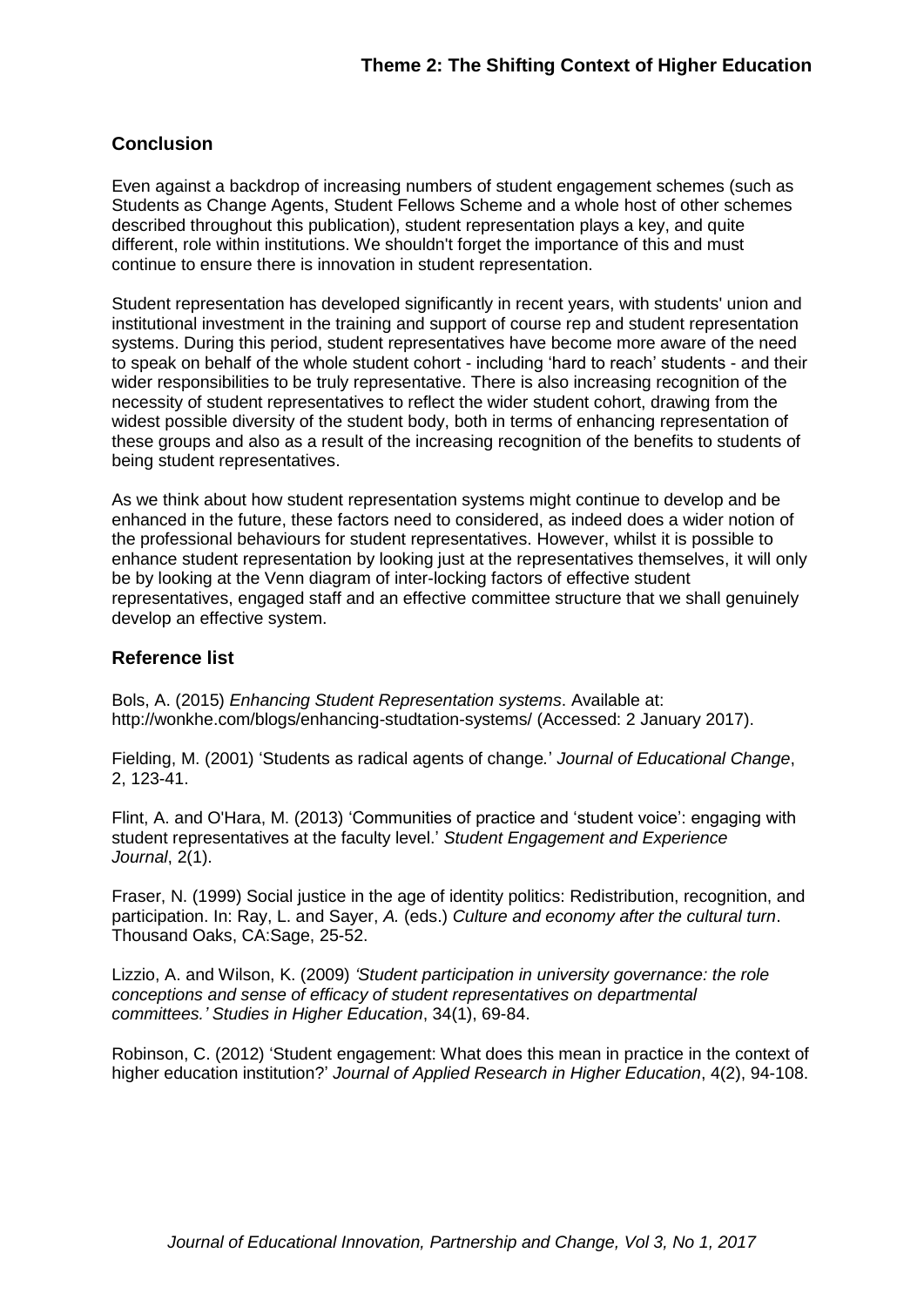## Conclusion

Even against a backdrop of increasing numbers of student engagement schemes (such as Students as Change Agents, Student Fellows Scheme and a whole host of other schemes described throughout this publication), student representation plays a key, and quite different, role within institutions. We shouldn't forget the importance of this and must continue to ensure there is innovation in student representation.

Student representation has developed significantly in recent years, with students' union and institutional investment in the training and support of course rep and student representation systems. During this period, student representatives have become more aware of the need to speak on behalf of the whole student cohort - including 'hard to reach' students - and their wider responsibilities to be truly representative. There is also increasing recognition of the necessity of student representatives to reflect the wider student cohort, drawing from the widest possible diversity of the student body, both in terms of enhancing representation of these groups and also as a result of the increasing recognition of the benefits to students of being student representatives.

As we think about how student representation systems might continue to develop and be enhanced in the future, these factors need to considered, as indeed does a wider notion of the professional behaviours for student representatives. However, whilst it is possible to enhance student representation by looking just at the representatives themselves, it will only be by looking at the Venn diagram of inter-locking factors of effective student representatives, engaged staff and an effective committee structure that we shall genuinely develop an effective system.

## Reference list

Bols, A. (2015) *Enhancing Student Representation systems*. Available at: http://wonkhe.com/blogs/enhancing-studtation-systems/ (Accessed: 2 January 2017).

Fielding, M. (2001) 'Students as radical agents of change.' *Journal of Educational Change*, 2, 123-41.

Flint, A. and O'Hara, M. (2013) 'Communities of practice and 'student voice': engaging with student representatives at the faculty level.' *Student Engagement and Experience Journal*, 2(1).

Fraser, N. (1999) Social justice in the age of identity politics: Redistribution, recognition, and participation. In: Ray, L. and Sayer, *A.* (eds.) *Culture and economy after the cultural turn*. Thousand Oaks, CA:Sage, 25-52.

Lizzio, A. and Wilson, K. (2009) *'Student participation in university governance: the role conceptions and sense of efficacy of student representatives on departmental committees.' Studies in Higher Education*, 34(1), 69-84.

Robinson, C. (2012) 'Student engagement: What does this mean in practice in the context of higher education institution?' *Journal of Applied Research in Higher Education*, 4(2), 94-108.